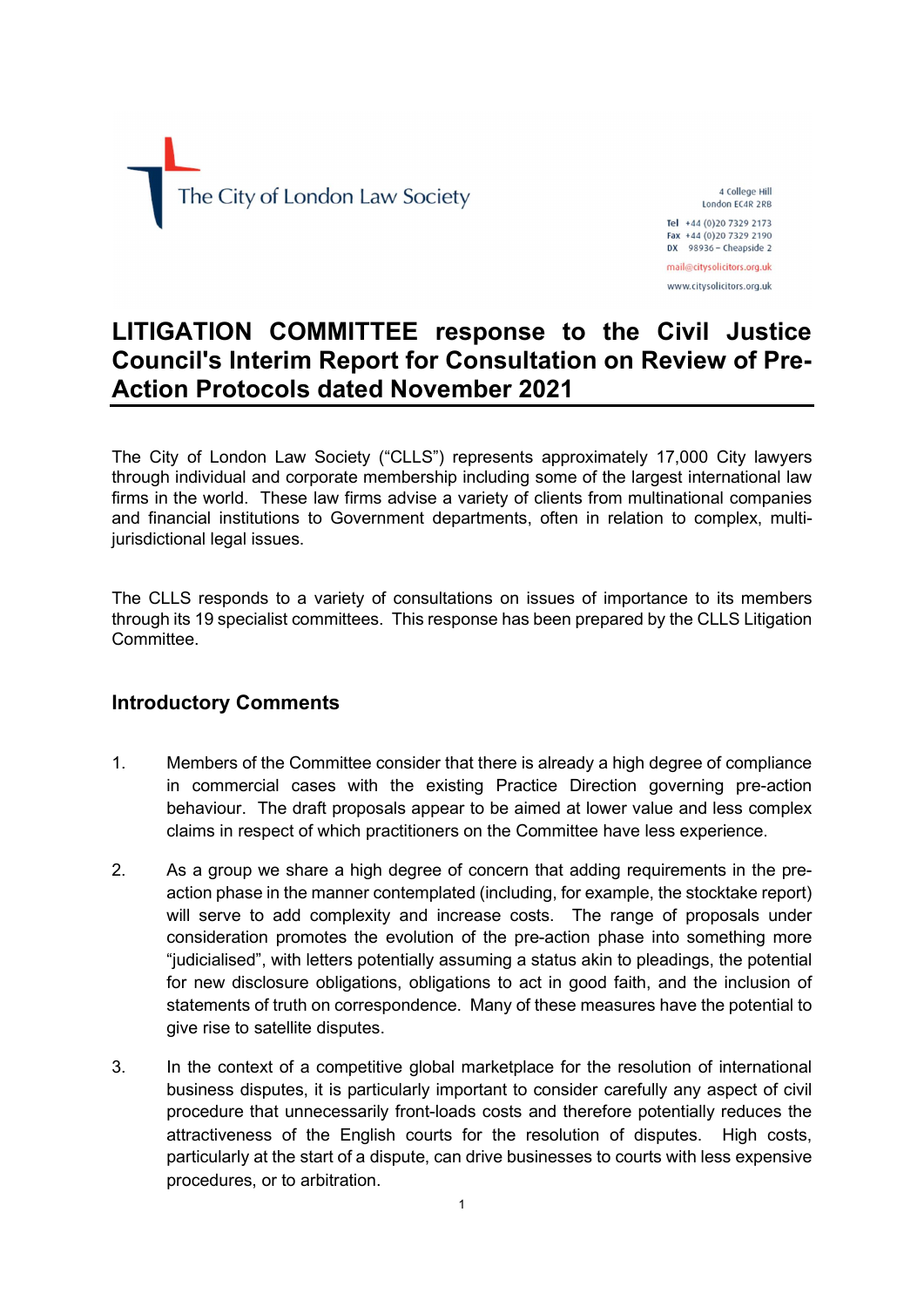The City of London Law Society

4 College Hill
London EC4R 2RB

Tel +44 (0)20 7329 2173
Fax +44 (0)20 7329 2190
DX 98936 – Cheapside 2
mail@citysolicitors.org.uk
www.citysolicitors.org.uk

# LITIGATION COMMITTEE response to the Civil Justice Council's Interim Report for Consultation on Review of Pre-Action Protocols dated November 2021

The City of London Law Society ("CLLS") represents approximately 17,000 City lawyers through individual and corporate membership including some of the largest international law firms in the world. These law firms advise a variety of clients from multinational companies and financial institutions to Government departments, often in relation to complex, multi-jurisdictional legal issues.

The CLLS responds to a variety of consultations on issues of importance to its members through its 19 specialist committees. This response has been prepared by the CLLS Litigation Committee.

## Introductory Comments

1. Members of the Committee consider that there is already a high degree of compliance in commercial cases with the existing Practice Direction governing pre-action behaviour. The draft proposals appear to be aimed at lower value and less complex claims in respect of which practitioners on the Committee have less experience.

2. As a group we share a high degree of concern that adding requirements in the pre-action phase in the manner contemplated (including, for example, the stocktake report) will serve to add complexity and increase costs. The range of proposals under consideration promotes the evolution of the pre-action phase into something more "judicialised", with letters potentially assuming a status akin to pleadings, the potential for new disclosure obligations, obligations to act in good faith, and the inclusion of statements of truth on correspondence. Many of these measures have the potential to give rise to satellite disputes.

3. In the context of a competitive global marketplace for the resolution of international business disputes, it is particularly important to consider carefully any aspect of civil procedure that unnecessarily front-loads costs and therefore potentially reduces the attractiveness of the English courts for the resolution of disputes. High costs, particularly at the start of a dispute, can drive businesses to courts with less expensive procedures, or to arbitration.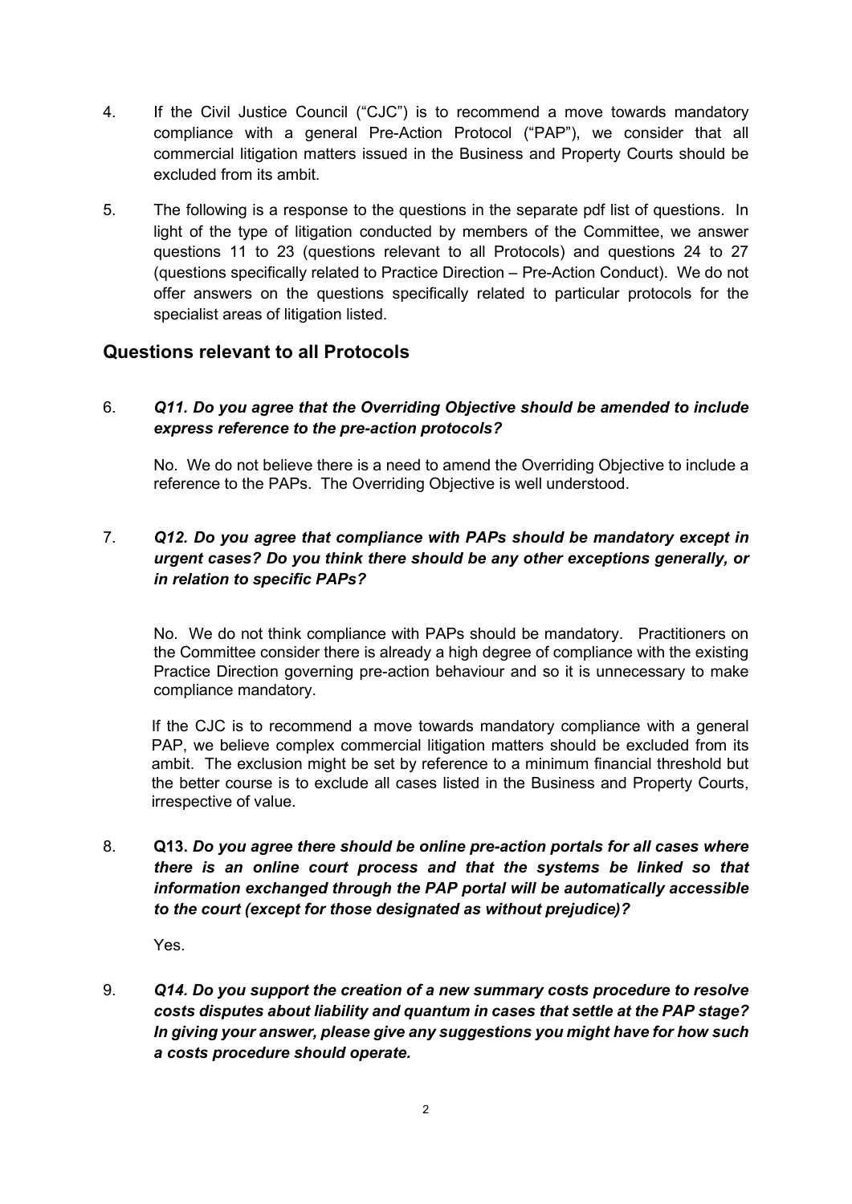4. If the Civil Justice Council ("CJC") is to recommend a move towards mandatory compliance with a general Pre-Action Protocol ("PAP"), we consider that all commercial litigation matters issued in the Business and Property Courts should be excluded from its ambit.

5. The following is a response to the questions in the separate pdf list of questions. In light of the type of litigation conducted by members of the Committee, we answer questions 11 to 23 (questions relevant to all Protocols) and questions 24 to 27 (questions specifically related to Practice Direction – Pre-Action Conduct). We do not offer answers on the questions specifically related to particular protocols for the specialist areas of litigation listed.

## Questions relevant to all Protocols

6. ***Q11. Do you agree that the Overriding Objective should be amended to include express reference to the pre-action protocols?***

   No. We do not believe there is a need to amend the Overriding Objective to include a reference to the PAPs. The Overriding Objective is well understood.

7. ***Q12. Do you agree that compliance with PAPs should be mandatory except in urgent cases? Do you think there should be any other exceptions generally, or in relation to specific PAPs?***

   No. We do not think compliance with PAPs should be mandatory. Practitioners on the Committee consider there is already a high degree of compliance with the existing Practice Direction governing pre-action behaviour and so it is unnecessary to make compliance mandatory.

   If the CJC is to recommend a move towards mandatory compliance with a general PAP, we believe complex commercial litigation matters should be excluded from its ambit. The exclusion might be set by reference to a minimum financial threshold but the better course is to exclude all cases listed in the Business and Property Courts, irrespective of value.

8. **Q13.** ***Do you agree there should be online pre-action portals for all cases where there is an online court process and that the systems be linked so that information exchanged through the PAP portal will be automatically accessible to the court (except for those designated as without prejudice)?***

   Yes.

9. ***Q14. Do you support the creation of a new summary costs procedure to resolve costs disputes about liability and quantum in cases that settle at the PAP stage? In giving your answer, please give any suggestions you might have for how such a costs procedure should operate.***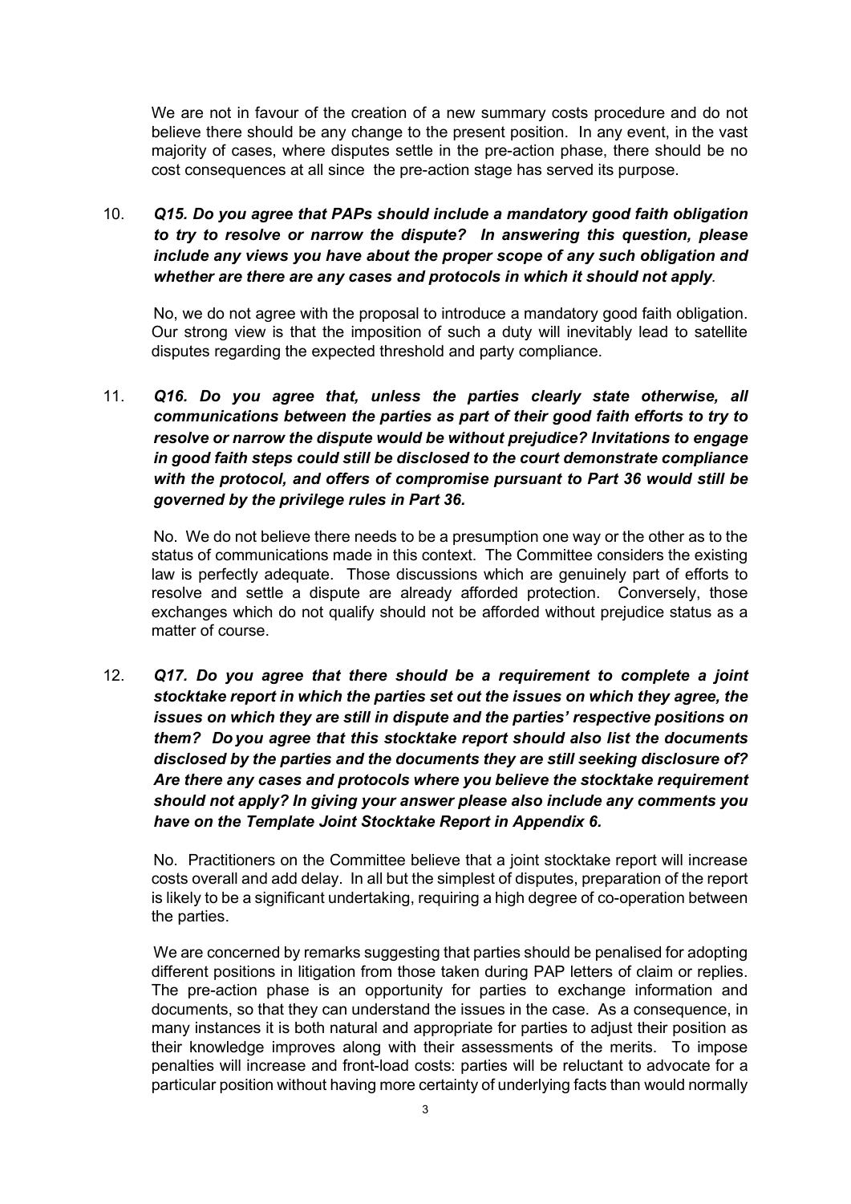We are not in favour of the creation of a new summary costs procedure and do not believe there should be any change to the present position. In any event, in the vast majority of cases, where disputes settle in the pre-action phase, there should be no cost consequences at all since the pre-action stage has served its purpose.

10. ***Q15. Do you agree that PAPs should include a mandatory good faith obligation to try to resolve or narrow the dispute? In answering this question, please include any views you have about the proper scope of any such obligation and whether are there are any cases and protocols in which it should not apply.***

    No, we do not agree with the proposal to introduce a mandatory good faith obligation. Our strong view is that the imposition of such a duty will inevitably lead to satellite disputes regarding the expected threshold and party compliance.

11. ***Q16. Do you agree that, unless the parties clearly state otherwise, all communications between the parties as part of their good faith efforts to try to resolve or narrow the dispute would be without prejudice? Invitations to engage in good faith steps could still be disclosed to the court demonstrate compliance with the protocol, and offers of compromise pursuant to Part 36 would still be governed by the privilege rules in Part 36.***

    No. We do not believe there needs to be a presumption one way or the other as to the status of communications made in this context. The Committee considers the existing law is perfectly adequate. Those discussions which are genuinely part of efforts to resolve and settle a dispute are already afforded protection. Conversely, those exchanges which do not qualify should not be afforded without prejudice status as a matter of course.

12. ***Q17. Do you agree that there should be a requirement to complete a joint stocktake report in which the parties set out the issues on which they agree, the issues on which they are still in dispute and the parties' respective positions on them? Do you agree that this stocktake report should also list the documents disclosed by the parties and the documents they are still seeking disclosure of? Are there any cases and protocols where you believe the stocktake requirement should not apply? In giving your answer please also include any comments you have on the Template Joint Stocktake Report in Appendix 6.***

    No. Practitioners on the Committee believe that a joint stocktake report will increase costs overall and add delay. In all but the simplest of disputes, preparation of the report is likely to be a significant undertaking, requiring a high degree of co-operation between the parties.

    We are concerned by remarks suggesting that parties should be penalised for adopting different positions in litigation from those taken during PAP letters of claim or replies. The pre-action phase is an opportunity for parties to exchange information and documents, so that they can understand the issues in the case. As a consequence, in many instances it is both natural and appropriate for parties to adjust their position as their knowledge improves along with their assessments of the merits. To impose penalties will increase and front-load costs: parties will be reluctant to advocate for a particular position without having more certainty of underlying facts than would normally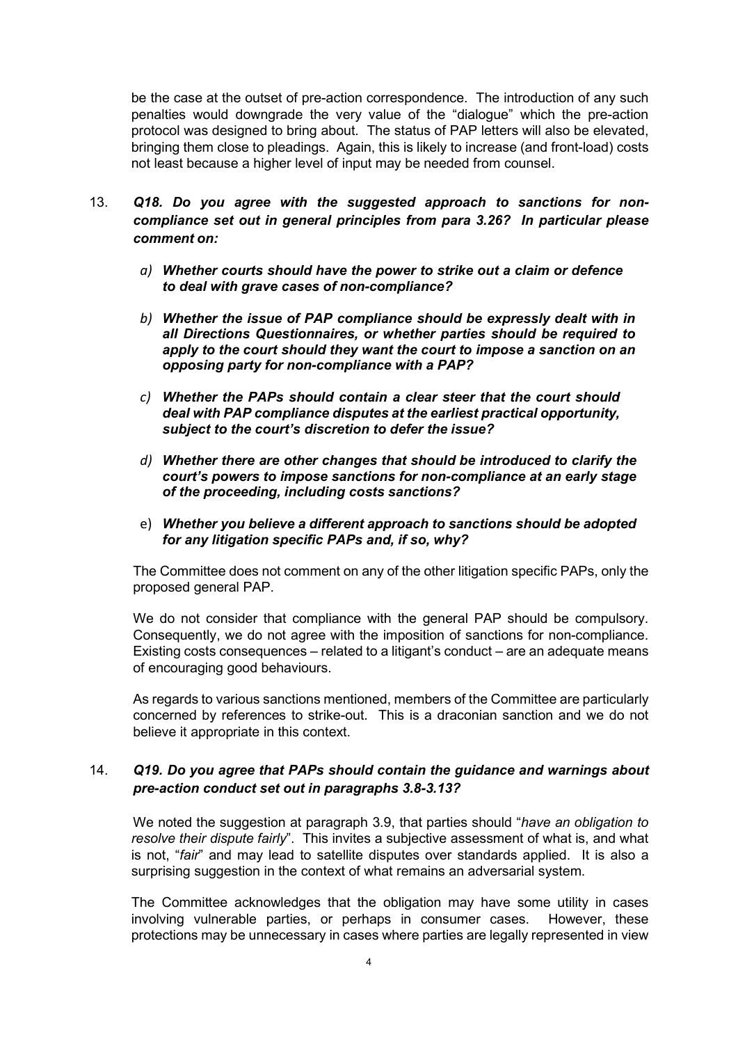be the case at the outset of pre-action correspondence. The introduction of any such penalties would downgrade the very value of the "dialogue" which the pre-action protocol was designed to bring about. The status of PAP letters will also be elevated, bringing them close to pleadings. Again, this is likely to increase (and front-load) costs not least because a higher level of input may be needed from counsel.

13. ***Q18. Do you agree with the suggested approach to sanctions for non-compliance set out in general principles from para 3.26? In particular please comment on:***

    *a)* ***Whether courts should have the power to strike out a claim or defence to deal with grave cases of non-compliance?***

    *b)* ***Whether the issue of PAP compliance should be expressly dealt with in all Directions Questionnaires, or whether parties should be required to apply to the court should they want the court to impose a sanction on an opposing party for non-compliance with a PAP?***

    *c)* ***Whether the PAPs should contain a clear steer that the court should deal with PAP compliance disputes at the earliest practical opportunity, subject to the court's discretion to defer the issue?***

    *d)* ***Whether there are other changes that should be introduced to clarify the court's powers to impose sanctions for non-compliance at an early stage of the proceeding, including costs sanctions?***

    e) ***Whether you believe a different approach to sanctions should be adopted for any litigation specific PAPs and, if so, why?***

    The Committee does not comment on any of the other litigation specific PAPs, only the proposed general PAP.

    We do not consider that compliance with the general PAP should be compulsory. Consequently, we do not agree with the imposition of sanctions for non-compliance. Existing costs consequences – related to a litigant's conduct – are an adequate means of encouraging good behaviours.

    As regards to various sanctions mentioned, members of the Committee are particularly concerned by references to strike-out. This is a draconian sanction and we do not believe it appropriate in this context.

14. ***Q19. Do you agree that PAPs should contain the guidance and warnings about pre-action conduct set out in paragraphs 3.8-3.13?***

    We noted the suggestion at paragraph 3.9, that parties should "*have an obligation to resolve their dispute fairly*". This invites a subjective assessment of what is, and what is not, "*fair*" and may lead to satellite disputes over standards applied. It is also a surprising suggestion in the context of what remains an adversarial system.

    The Committee acknowledges that the obligation may have some utility in cases involving vulnerable parties, or perhaps in consumer cases. However, these protections may be unnecessary in cases where parties are legally represented in view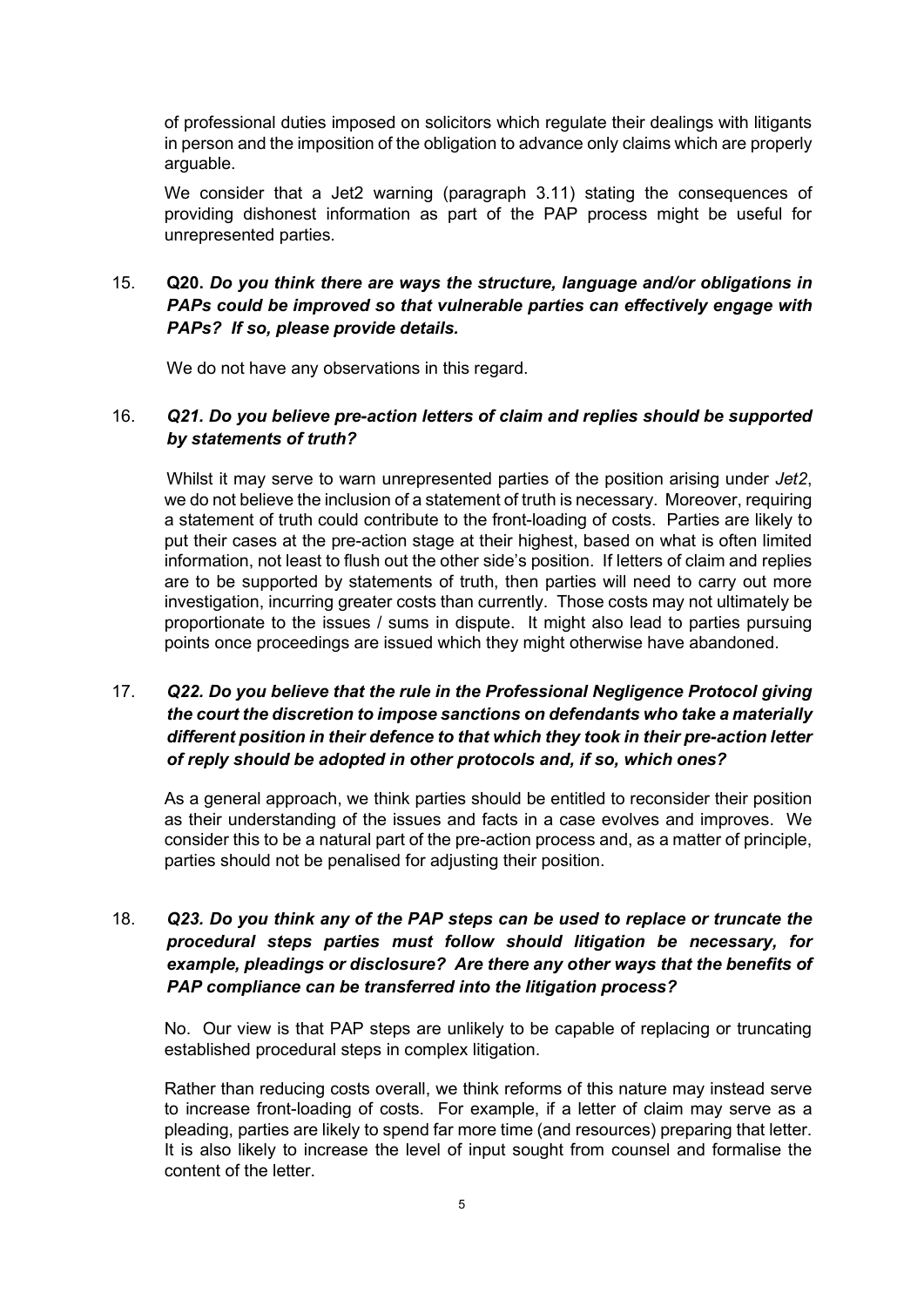of professional duties imposed on solicitors which regulate their dealings with litigants in person and the imposition of the obligation to advance only claims which are properly arguable.

We consider that a Jet2 warning (paragraph 3.11) stating the consequences of providing dishonest information as part of the PAP process might be useful for unrepresented parties.

15. **Q20.** ***Do you think there are ways the structure, language and/or obligations in PAPs could be improved so that vulnerable parties can effectively engage with PAPs? If so, please provide details.***

We do not have any observations in this regard.

16. ***Q21. Do you believe pre-action letters of claim and replies should be supported by statements of truth?***

Whilst it may serve to warn unrepresented parties of the position arising under *Jet2*, we do not believe the inclusion of a statement of truth is necessary. Moreover, requiring a statement of truth could contribute to the front-loading of costs. Parties are likely to put their cases at the pre-action stage at their highest, based on what is often limited information, not least to flush out the other side's position. If letters of claim and replies are to be supported by statements of truth, then parties will need to carry out more investigation, incurring greater costs than currently. Those costs may not ultimately be proportionate to the issues / sums in dispute. It might also lead to parties pursuing points once proceedings are issued which they might otherwise have abandoned.

17. ***Q22. Do you believe that the rule in the Professional Negligence Protocol giving the court the discretion to impose sanctions on defendants who take a materially different position in their defence to that which they took in their pre-action letter of reply should be adopted in other protocols and, if so, which ones?***

As a general approach, we think parties should be entitled to reconsider their position as their understanding of the issues and facts in a case evolves and improves. We consider this to be a natural part of the pre-action process and, as a matter of principle, parties should not be penalised for adjusting their position.

18. ***Q23. Do you think any of the PAP steps can be used to replace or truncate the procedural steps parties must follow should litigation be necessary, for example, pleadings or disclosure? Are there any other ways that the benefits of PAP compliance can be transferred into the litigation process?***

No. Our view is that PAP steps are unlikely to be capable of replacing or truncating established procedural steps in complex litigation.

Rather than reducing costs overall, we think reforms of this nature may instead serve to increase front-loading of costs. For example, if a letter of claim may serve as a pleading, parties are likely to spend far more time (and resources) preparing that letter. It is also likely to increase the level of input sought from counsel and formalise the content of the letter.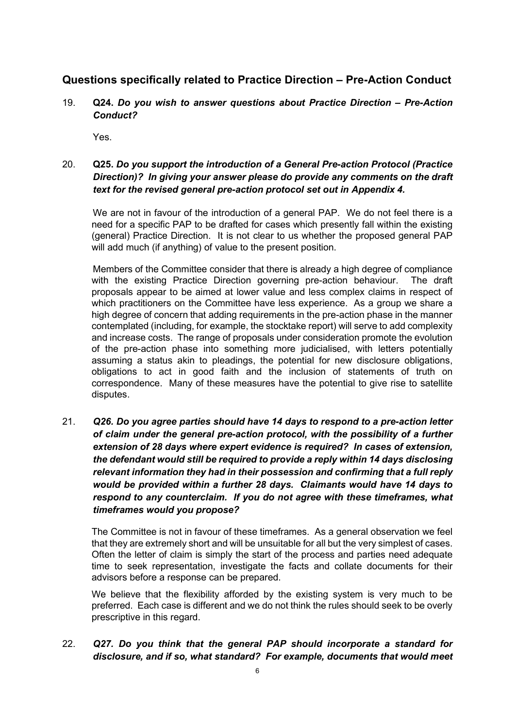## Questions specifically related to Practice Direction – Pre-Action Conduct

19. **Q24.** ***Do you wish to answer questions about Practice Direction – Pre-Action Conduct?***

    Yes.

20. **Q25.** ***Do you support the introduction of a General Pre-action Protocol (Practice Direction)? In giving your answer please do provide any comments on the draft text for the revised general pre-action protocol set out in Appendix 4.***

    We are not in favour of the introduction of a general PAP. We do not feel there is a need for a specific PAP to be drafted for cases which presently fall within the existing (general) Practice Direction. It is not clear to us whether the proposed general PAP will add much (if anything) of value to the present position.

    Members of the Committee consider that there is already a high degree of compliance with the existing Practice Direction governing pre-action behaviour. The draft proposals appear to be aimed at lower value and less complex claims in respect of which practitioners on the Committee have less experience. As a group we share a high degree of concern that adding requirements in the pre-action phase in the manner contemplated (including, for example, the stocktake report) will serve to add complexity and increase costs. The range of proposals under consideration promote the evolution of the pre-action phase into something more judicialised, with letters potentially assuming a status akin to pleadings, the potential for new disclosure obligations, obligations to act in good faith and the inclusion of statements of truth on correspondence. Many of these measures have the potential to give rise to satellite disputes.

21. ***Q26. Do you agree parties should have 14 days to respond to a pre-action letter of claim under the general pre-action protocol, with the possibility of a further extension of 28 days where expert evidence is required? In cases of extension, the defendant would still be required to provide a reply within 14 days disclosing relevant information they had in their possession and confirming that a full reply would be provided within a further 28 days. Claimants would have 14 days to respond to any counterclaim. If you do not agree with these timeframes, what timeframes would you propose?***

    The Committee is not in favour of these timeframes. As a general observation we feel that they are extremely short and will be unsuitable for all but the very simplest of cases. Often the letter of claim is simply the start of the process and parties need adequate time to seek representation, investigate the facts and collate documents for their advisors before a response can be prepared.

    We believe that the flexibility afforded by the existing system is very much to be preferred. Each case is different and we do not think the rules should seek to be overly prescriptive in this regard.

22. ***Q27. Do you think that the general PAP should incorporate a standard for disclosure, and if so, what standard? For example, documents that would meet***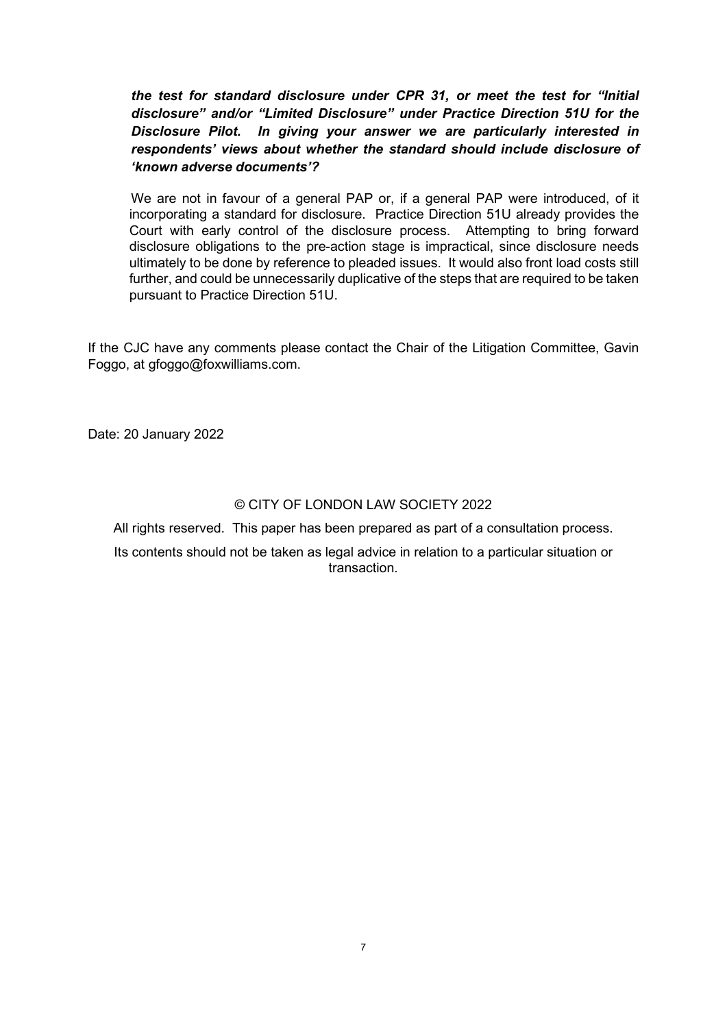***the test for standard disclosure under CPR 31, or meet the test for "Initial disclosure" and/or "Limited Disclosure" under Practice Direction 51U for the Disclosure Pilot. In giving your answer we are particularly interested in respondents' views about whether the standard should include disclosure of 'known adverse documents'?***

We are not in favour of a general PAP or, if a general PAP were introduced, of it incorporating a standard for disclosure. Practice Direction 51U already provides the Court with early control of the disclosure process. Attempting to bring forward disclosure obligations to the pre-action stage is impractical, since disclosure needs ultimately to be done by reference to pleaded issues. It would also front load costs still further, and could be unnecessarily duplicative of the steps that are required to be taken pursuant to Practice Direction 51U.

If the CJC have any comments please contact the Chair of the Litigation Committee, Gavin Foggo, at gfoggo@foxwilliams.com.

Date: 20 January 2022

© CITY OF LONDON LAW SOCIETY 2022

All rights reserved. This paper has been prepared as part of a consultation process.

Its contents should not be taken as legal advice in relation to a particular situation or transaction.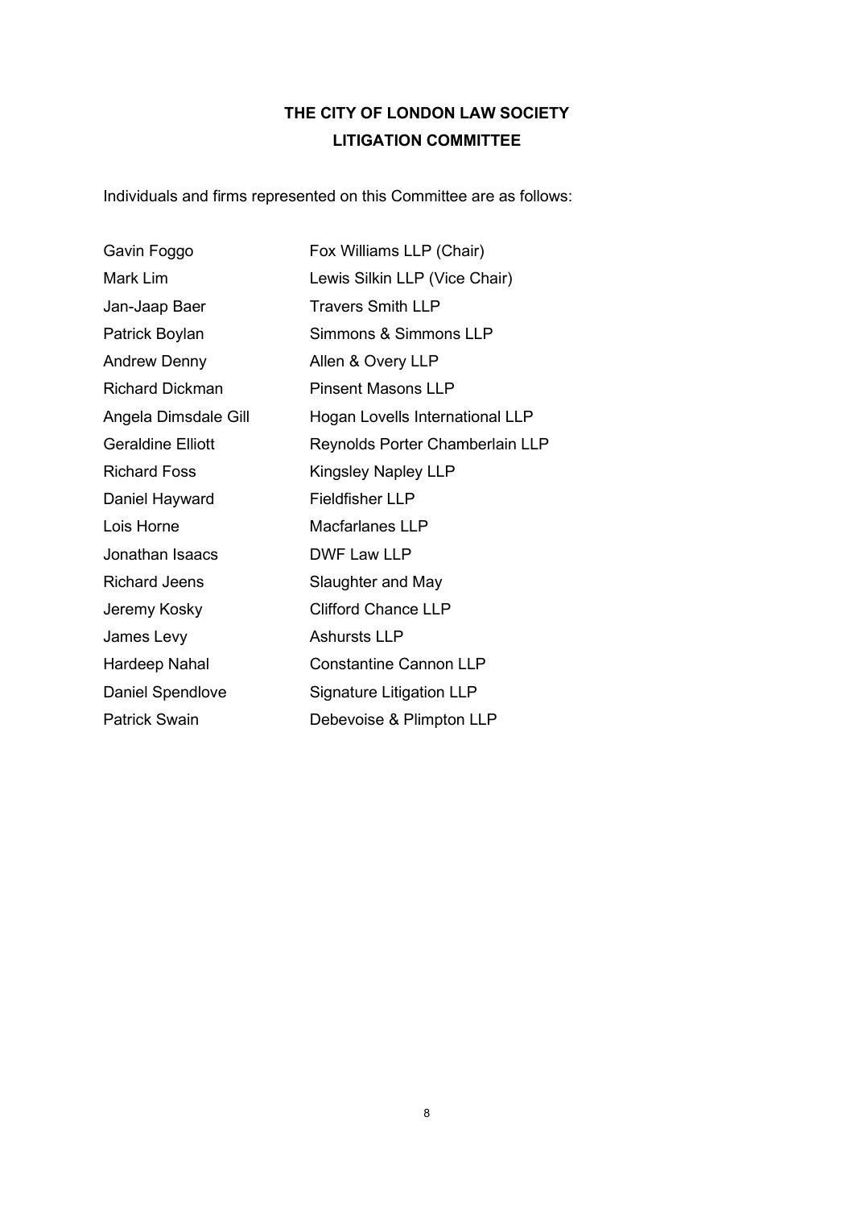**THE CITY OF LONDON LAW SOCIETY**
**LITIGATION COMMITTEE**

Individuals and firms represented on this Committee are as follows:

| | |
|---|---|
| Gavin Foggo | Fox Williams LLP (Chair) |
| Mark Lim | Lewis Silkin LLP (Vice Chair) |
| Jan-Jaap Baer | Travers Smith LLP |
| Patrick Boylan | Simmons & Simmons LLP |
| Andrew Denny | Allen & Overy LLP |
| Richard Dickman | Pinsent Masons LLP |
| Angela Dimsdale Gill | Hogan Lovells International LLP |
| Geraldine Elliott | Reynolds Porter Chamberlain LLP |
| Richard Foss | Kingsley Napley LLP |
| Daniel Hayward | Fieldfisher LLP |
| Lois Horne | Macfarlanes LLP |
| Jonathan Isaacs | DWF Law LLP |
| Richard Jeens | Slaughter and May |
| Jeremy Kosky | Clifford Chance LLP |
| James Levy | Ashursts LLP |
| Hardeep Nahal | Constantine Cannon LLP |
| Daniel Spendlove | Signature Litigation LLP |
| Patrick Swain | Debevoise & Plimpton LLP |